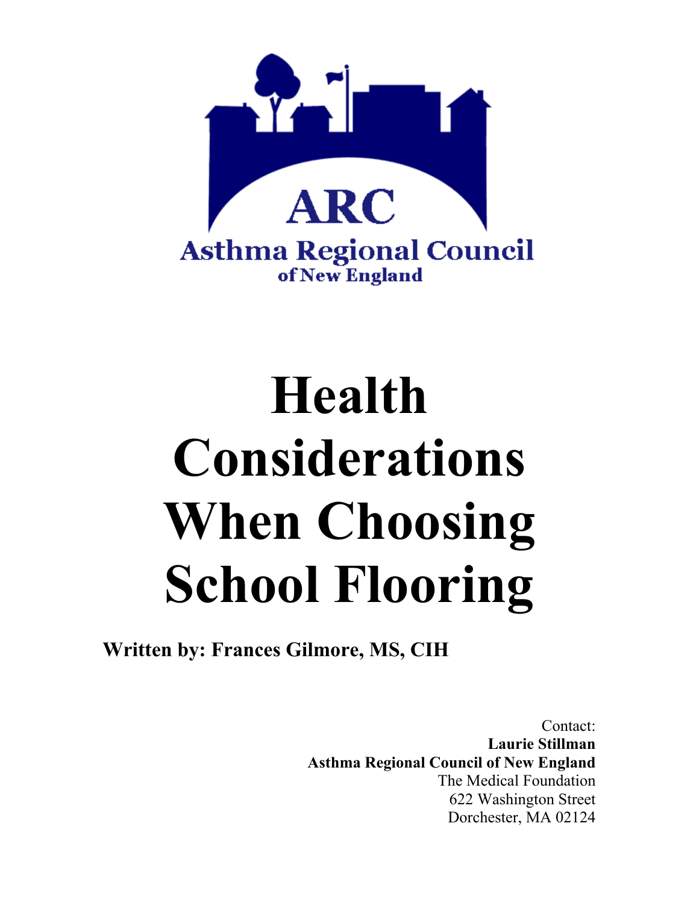ARC

Asthma Regional Council of New England

# Health Considerations When Choosing School Flooring

**Written by: Frances Gilmore, MS, CIH**

Contact:
**Laurie Stillman**
**Asthma Regional Council of New England**
The Medical Foundation
622 Washington Street
Dorchester, MA 02124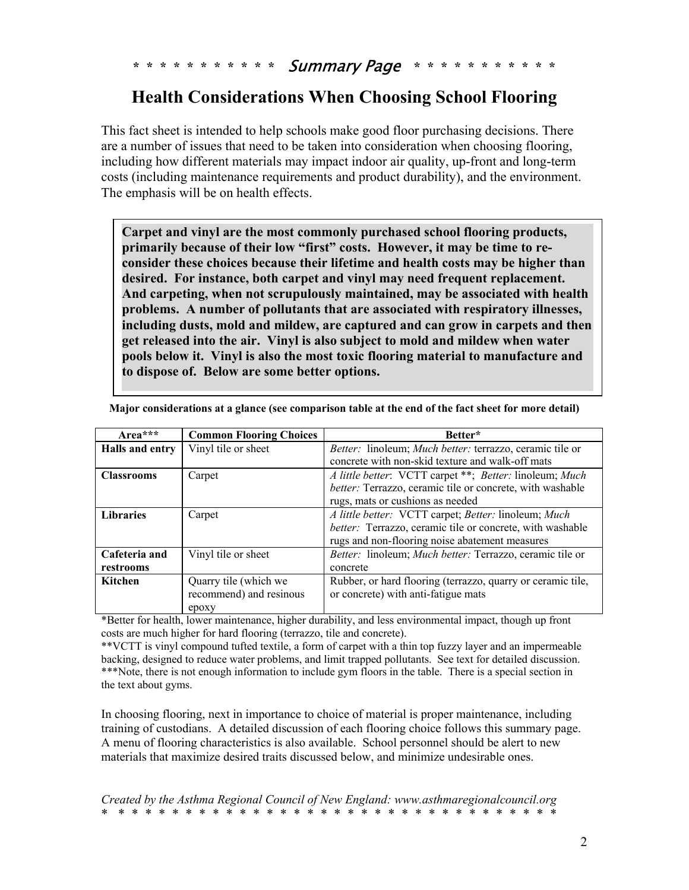\* \* \* \* \* \* \* \* \* \* \* \* *Summary Page* \* \* \* \* \* \* \* \* \* \* \* \*

# Health Considerations When Choosing School Flooring

This fact sheet is intended to help schools make good floor purchasing decisions. There are a number of issues that need to be taken into consideration when choosing flooring, including how different materials may impact indoor air quality, up-front and long-term costs (including maintenance requirements and product durability), and the environment. The emphasis will be on health effects.

> **Carpet and vinyl are the most commonly purchased school flooring products, primarily because of their low "first" costs. However, it may be time to re-consider these choices because their lifetime and health costs may be higher than desired. For instance, both carpet and vinyl may need frequent replacement. And carpeting, when not scrupulously maintained, may be associated with health problems. A number of pollutants that are associated with respiratory illnesses, including dusts, mold and mildew, are captured and can grow in carpets and then get released into the air. Vinyl is also subject to mold and mildew when water pools below it. Vinyl is also the most toxic flooring material to manufacture and to dispose of. Below are some better options.**

**Major considerations at a glance (see comparison table at the end of the fact sheet for more detail)**

| Area*** | Common Flooring Choices | Better* |
|---|---|---|
| **Halls and entry** | Vinyl tile or sheet | *Better:* linoleum; *Much better:* terrazzo, ceramic tile or concrete with non-skid texture and walk-off mats |
| **Classrooms** | Carpet | *A little better*: VCTT carpet **; *Better:* linoleum; *Much better:* Terrazzo, ceramic tile or concrete, with washable rugs, mats or cushions as needed |
| **Libraries** | Carpet | *A little better:* VCTT carpet; *Better:* linoleum; *Much better:* Terrazzo, ceramic tile or concrete, with washable rugs and non-flooring noise abatement measures |
| **Cafeteria and restrooms** | Vinyl tile or sheet | *Better:* linoleum; *Much better:* Terrazzo, ceramic tile or concrete |
| **Kitchen** | Quarry tile (which we recommend) and resinous epoxy | Rubber, or hard flooring (terrazzo, quarry or ceramic tile, or concrete) with anti-fatigue mats |

\*Better for health, lower maintenance, higher durability, and less environmental impact, though up front costs are much higher for hard flooring (terrazzo, tile and concrete).
\*\*VCTT is vinyl compound tufted textile, a form of carpet with a thin top fuzzy layer and an impermeable backing, designed to reduce water problems, and limit trapped pollutants. See text for detailed discussion.
\*\*\*Note, there is not enough information to include gym floors in the table. There is a special section in the text about gyms.

In choosing flooring, next in importance to choice of material is proper maintenance, including training of custodians. A detailed discussion of each flooring choice follows this summary page. A menu of flooring characteristics is also available. School personnel should be alert to new materials that maximize desired traits discussed below, and minimize undesirable ones.

*Created by the Asthma Regional Council of New England: www.asthmaregionalcouncil.org*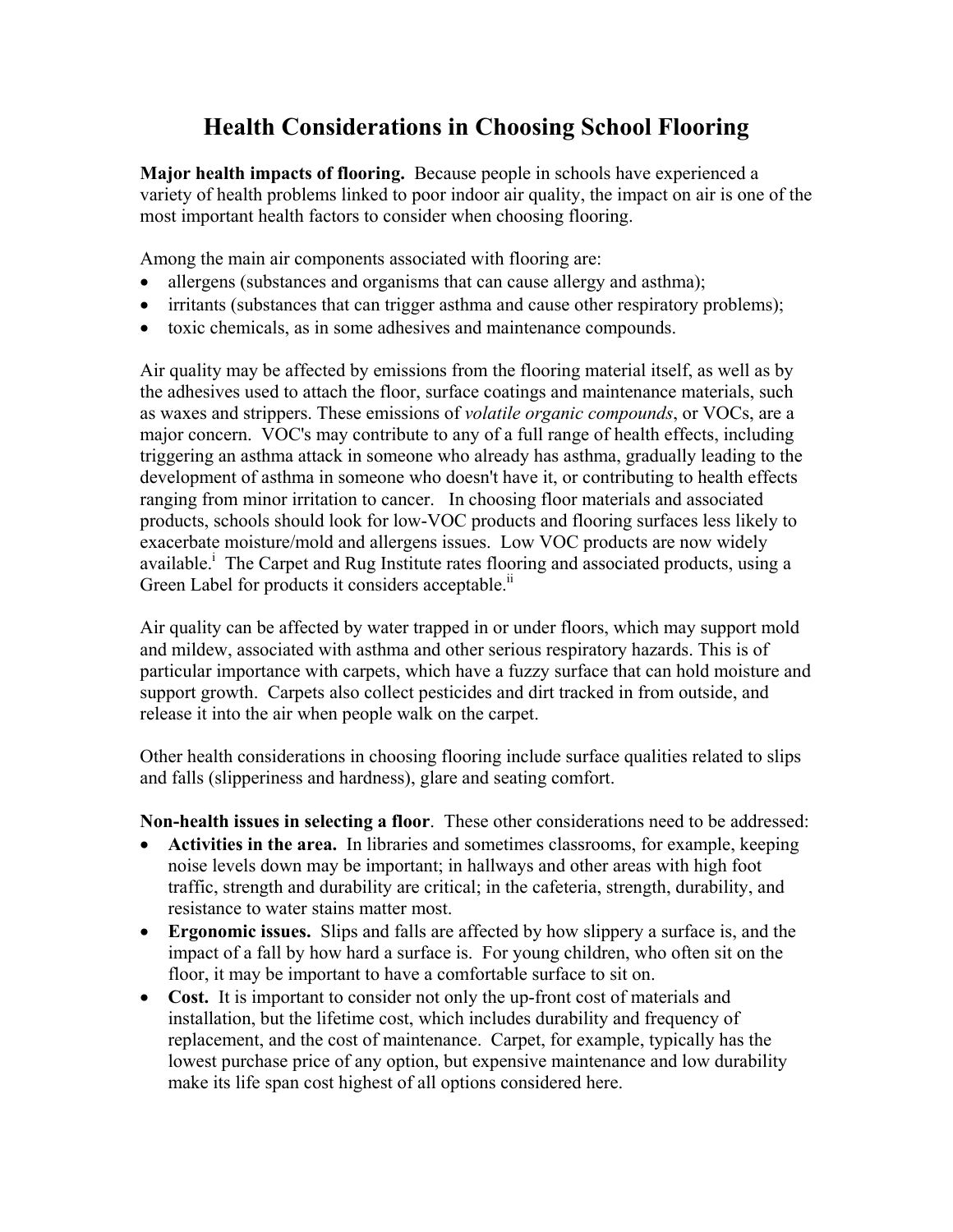# Health Considerations in Choosing School Flooring

**Major health impacts of flooring.** Because people in schools have experienced a variety of health problems linked to poor indoor air quality, the impact on air is one of the most important health factors to consider when choosing flooring.

Among the main air components associated with flooring are:

- allergens (substances and organisms that can cause allergy and asthma);
- irritants (substances that can trigger asthma and cause other respiratory problems);
- toxic chemicals, as in some adhesives and maintenance compounds.

Air quality may be affected by emissions from the flooring material itself, as well as by the adhesives used to attach the floor, surface coatings and maintenance materials, such as waxes and strippers. These emissions of *volatile organic compounds*, or VOCs, are a major concern. VOC's may contribute to any of a full range of health effects, including triggering an asthma attack in someone who already has asthma, gradually leading to the development of asthma in someone who doesn't have it, or contributing to health effects ranging from minor irritation to cancer. In choosing floor materials and associated products, schools should look for low-VOC products and flooring surfaces less likely to exacerbate moisture/mold and allergens issues. Low VOC products are now widely available.[i] The Carpet and Rug Institute rates flooring and associated products, using a Green Label for products it considers acceptable.[ii]

Air quality can be affected by water trapped in or under floors, which may support mold and mildew, associated with asthma and other serious respiratory hazards. This is of particular importance with carpets, which have a fuzzy surface that can hold moisture and support growth. Carpets also collect pesticides and dirt tracked in from outside, and release it into the air when people walk on the carpet.

Other health considerations in choosing flooring include surface qualities related to slips and falls (slipperiness and hardness), glare and seating comfort.

**Non-health issues in selecting a floor**. These other considerations need to be addressed:

- **Activities in the area.** In libraries and sometimes classrooms, for example, keeping noise levels down may be important; in hallways and other areas with high foot traffic, strength and durability are critical; in the cafeteria, strength, durability, and resistance to water stains matter most.
- **Ergonomic issues.** Slips and falls are affected by how slippery a surface is, and the impact of a fall by how hard a surface is. For young children, who often sit on the floor, it may be important to have a comfortable surface to sit on.
- **Cost.** It is important to consider not only the up-front cost of materials and installation, but the lifetime cost, which includes durability and frequency of replacement, and the cost of maintenance. Carpet, for example, typically has the lowest purchase price of any option, but expensive maintenance and low durability make its life span cost highest of all options considered here.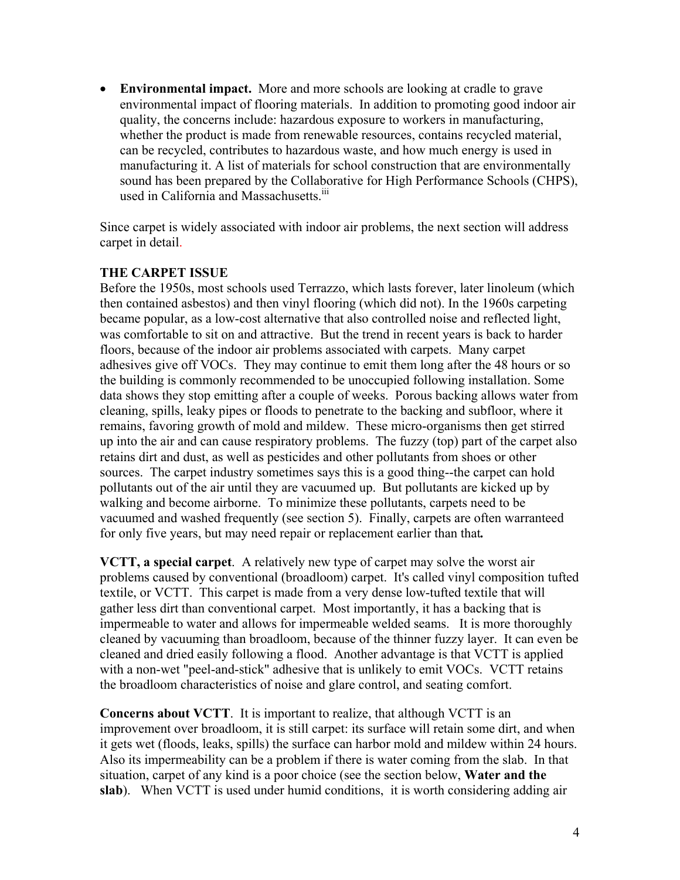- **Environmental impact.** More and more schools are looking at cradle to grave environmental impact of flooring materials. In addition to promoting good indoor air quality, the concerns include: hazardous exposure to workers in manufacturing, whether the product is made from renewable resources, contains recycled material, can be recycled, contributes to hazardous waste, and how much energy is used in manufacturing it. A list of materials for school construction that are environmentally sound has been prepared by the Collaborative for High Performance Schools (CHPS), used in California and Massachusetts.[iii]

Since carpet is widely associated with indoor air problems, the next section will address carpet in detail.

**THE CARPET ISSUE**

Before the 1950s, most schools used Terrazzo, which lasts forever, later linoleum (which then contained asbestos) and then vinyl flooring (which did not). In the 1960s carpeting became popular, as a low-cost alternative that also controlled noise and reflected light, was comfortable to sit on and attractive. But the trend in recent years is back to harder floors, because of the indoor air problems associated with carpets. Many carpet adhesives give off VOCs. They may continue to emit them long after the 48 hours or so the building is commonly recommended to be unoccupied following installation. Some data shows they stop emitting after a couple of weeks. Porous backing allows water from cleaning, spills, leaky pipes or floods to penetrate to the backing and subfloor, where it remains, favoring growth of mold and mildew. These micro-organisms then get stirred up into the air and can cause respiratory problems. The fuzzy (top) part of the carpet also retains dirt and dust, as well as pesticides and other pollutants from shoes or other sources. The carpet industry sometimes says this is a good thing--the carpet can hold pollutants out of the air until they are vacuumed up. But pollutants are kicked up by walking and become airborne. To minimize these pollutants, carpets need to be vacuumed and washed frequently (see section 5). Finally, carpets are often warranteed for only five years, but may need repair or replacement earlier than that.

**VCTT, a special carpet**. A relatively new type of carpet may solve the worst air problems caused by conventional (broadloom) carpet. It's called vinyl composition tufted textile, or VCTT. This carpet is made from a very dense low-tufted textile that will gather less dirt than conventional carpet. Most importantly, it has a backing that is impermeable to water and allows for impermeable welded seams. It is more thoroughly cleaned by vacuuming than broadloom, because of the thinner fuzzy layer. It can even be cleaned and dried easily following a flood. Another advantage is that VCTT is applied with a non-wet "peel-and-stick" adhesive that is unlikely to emit VOCs. VCTT retains the broadloom characteristics of noise and glare control, and seating comfort.

**Concerns about VCTT**. It is important to realize, that although VCTT is an improvement over broadloom, it is still carpet: its surface will retain some dirt, and when it gets wet (floods, leaks, spills) the surface can harbor mold and mildew within 24 hours. Also its impermeability can be a problem if there is water coming from the slab. In that situation, carpet of any kind is a poor choice (see the section below, **Water and the slab**). When VCTT is used under humid conditions, it is worth considering adding air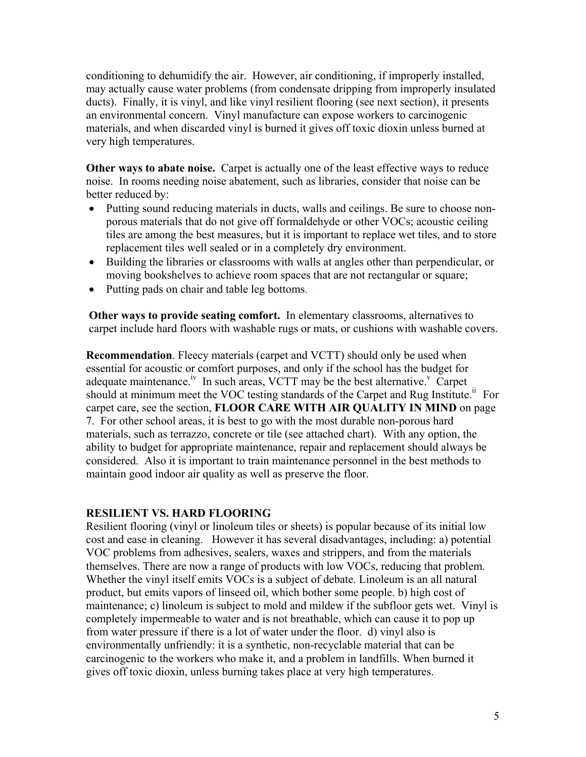conditioning to dehumidify the air. However, air conditioning, if improperly installed, may actually cause water problems (from condensate dripping from improperly insulated ducts). Finally, it is vinyl, and like vinyl resilient flooring (see next section), it presents an environmental concern. Vinyl manufacture can expose workers to carcinogenic materials, and when discarded vinyl is burned it gives off toxic dioxin unless burned at very high temperatures.

**Other ways to abate noise.** Carpet is actually one of the least effective ways to reduce noise. In rooms needing noise abatement, such as libraries, consider that noise can be better reduced by:

- Putting sound reducing materials in ducts, walls and ceilings. Be sure to choose non-porous materials that do not give off formaldehyde or other VOCs; acoustic ceiling tiles are among the best measures, but it is important to replace wet tiles, and to store replacement tiles well sealed or in a completely dry environment.
- Building the libraries or classrooms with walls at angles other than perpendicular, or moving bookshelves to achieve room spaces that are not rectangular or square;
- Putting pads on chair and table leg bottoms.

**Other ways to provide seating comfort.** In elementary classrooms, alternatives to carpet include hard floors with washable rugs or mats, or cushions with washable covers.

**Recommendation**. Fleecy materials (carpet and VCTT) should only be used when essential for acoustic or comfort purposes, and only if the school has the budget for adequate maintenance.[iv] In such areas, VCTT may be the best alternative.[v] Carpet should at minimum meet the VOC testing standards of the Carpet and Rug Institute.[ii] For carpet care, see the section, **FLOOR CARE WITH AIR QUALITY IN MIND** on page 7. For other school areas, it is best to go with the most durable non-porous hard materials, such as terrazzo, concrete or tile (see attached chart). With any option, the ability to budget for appropriate maintenance, repair and replacement should always be considered. Also it is important to train maintenance personnel in the best methods to maintain good indoor air quality as well as preserve the floor.

## RESILIENT VS. HARD FLOORING

Resilient flooring (vinyl or linoleum tiles or sheets) is popular because of its initial low cost and ease in cleaning. However it has several disadvantages, including: a) potential VOC problems from adhesives, sealers, waxes and strippers, and from the materials themselves. There are now a range of products with low VOCs, reducing that problem. Whether the vinyl itself emits VOCs is a subject of debate. Linoleum is an all natural product, but emits vapors of linseed oil, which bother some people. b) high cost of maintenance; c) linoleum is subject to mold and mildew if the subfloor gets wet. Vinyl is completely impermeable to water and is not breathable, which can cause it to pop up from water pressure if there is a lot of water under the floor. d) vinyl also is environmentally unfriendly: it is a synthetic, non-recyclable material that can be carcinogenic to the workers who make it, and a problem in landfills. When burned it gives off toxic dioxin, unless burning takes place at very high temperatures.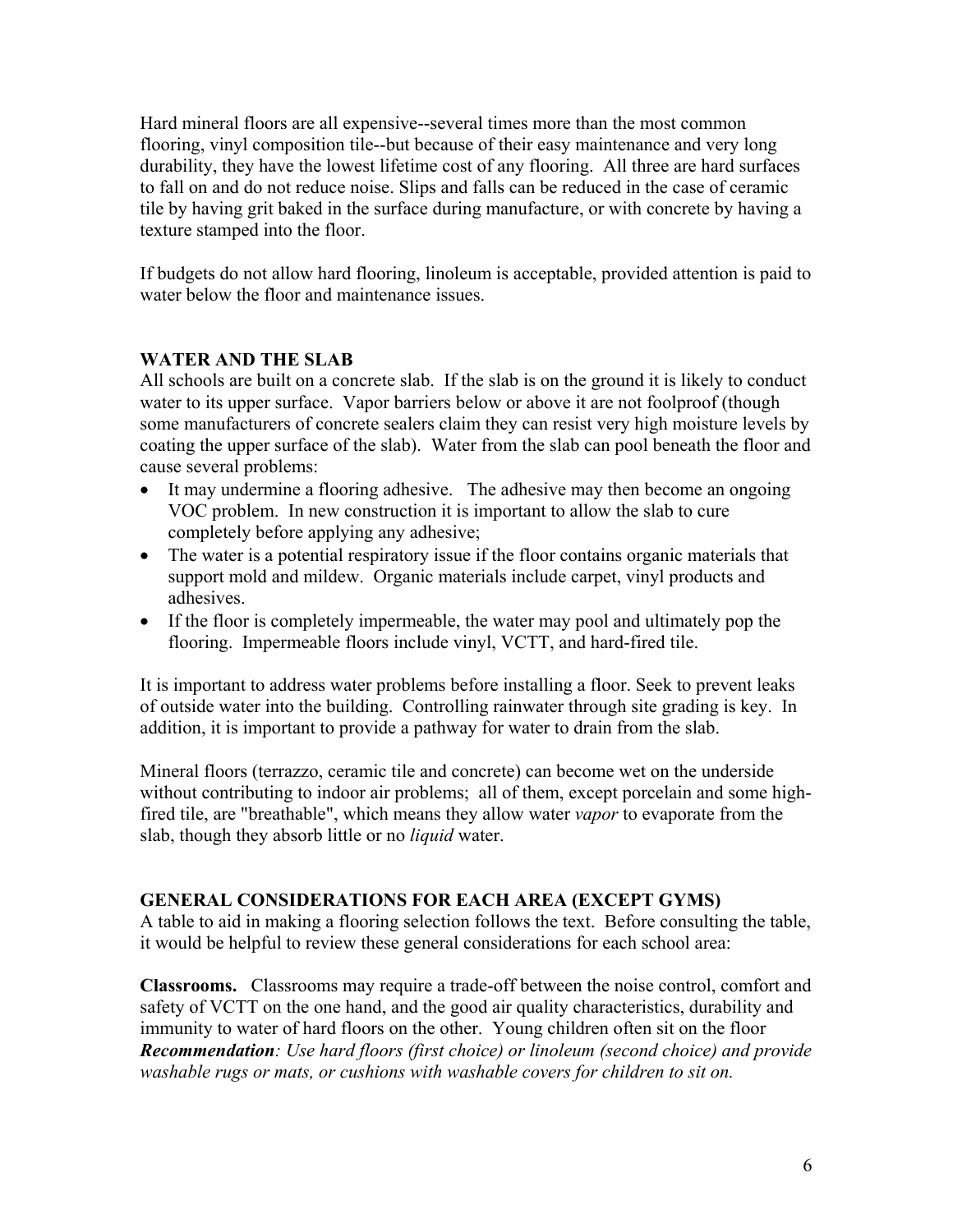Hard mineral floors are all expensive--several times more than the most common flooring, vinyl composition tile--but because of their easy maintenance and very long durability, they have the lowest lifetime cost of any flooring. All three are hard surfaces to fall on and do not reduce noise. Slips and falls can be reduced in the case of ceramic tile by having grit baked in the surface during manufacture, or with concrete by having a texture stamped into the floor.

If budgets do not allow hard flooring, linoleum is acceptable, provided attention is paid to water below the floor and maintenance issues.

## WATER AND THE SLAB

All schools are built on a concrete slab. If the slab is on the ground it is likely to conduct water to its upper surface. Vapor barriers below or above it are not foolproof (though some manufacturers of concrete sealers claim they can resist very high moisture levels by coating the upper surface of the slab). Water from the slab can pool beneath the floor and cause several problems:

- It may undermine a flooring adhesive. The adhesive may then become an ongoing VOC problem. In new construction it is important to allow the slab to cure completely before applying any adhesive;
- The water is a potential respiratory issue if the floor contains organic materials that support mold and mildew. Organic materials include carpet, vinyl products and adhesives.
- If the floor is completely impermeable, the water may pool and ultimately pop the flooring. Impermeable floors include vinyl, VCTT, and hard-fired tile.

It is important to address water problems before installing a floor. Seek to prevent leaks of outside water into the building. Controlling rainwater through site grading is key. In addition, it is important to provide a pathway for water to drain from the slab.

Mineral floors (terrazzo, ceramic tile and concrete) can become wet on the underside without contributing to indoor air problems; all of them, except porcelain and some high-fired tile, are "breathable", which means they allow water *vapor* to evaporate from the slab, though they absorb little or no *liquid* water.

## GENERAL CONSIDERATIONS FOR EACH AREA (EXCEPT GYMS)

A table to aid in making a flooring selection follows the text. Before consulting the table, it would be helpful to review these general considerations for each school area:

**Classrooms.** Classrooms may require a trade-off between the noise control, comfort and safety of VCTT on the one hand, and the good air quality characteristics, durability and immunity to water of hard floors on the other. Young children often sit on the floor ***Recommendation****: Use hard floors (first choice) or linoleum (second choice) and provide washable rugs or mats, or cushions with washable covers for children to sit on.*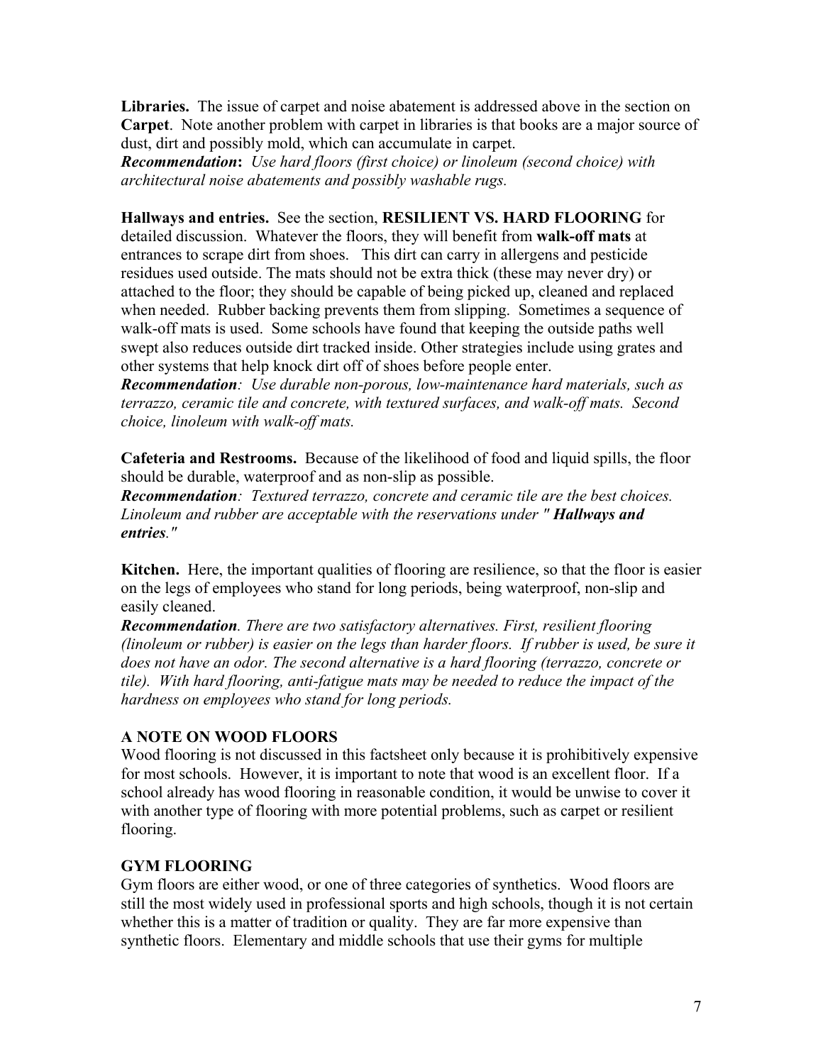**Libraries.** The issue of carpet and noise abatement is addressed above in the section on **Carpet**. Note another problem with carpet in libraries is that books are a major source of dust, dirt and possibly mold, which can accumulate in carpet.
***Recommendation*:** *Use hard floors (first choice) or linoleum (second choice) with architectural noise abatements and possibly washable rugs.*

**Hallways and entries.** See the section, **RESILIENT VS. HARD FLOORING** for detailed discussion. Whatever the floors, they will benefit from **walk-off mats** at entrances to scrape dirt from shoes. This dirt can carry in allergens and pesticide residues used outside. The mats should not be extra thick (these may never dry) or attached to the floor; they should be capable of being picked up, cleaned and replaced when needed. Rubber backing prevents them from slipping. Sometimes a sequence of walk-off mats is used. Some schools have found that keeping the outside paths well swept also reduces outside dirt tracked inside. Other strategies include using grates and other systems that help knock dirt off of shoes before people enter.
***Recommendation****: Use durable non-porous, low-maintenance hard materials, such as terrazzo, ceramic tile and concrete, with textured surfaces, and walk-off mats. Second choice, linoleum with walk-off mats.*

**Cafeteria and Restrooms.** Because of the likelihood of food and liquid spills, the floor should be durable, waterproof and as non-slip as possible.
***Recommendation****: Textured terrazzo, concrete and ceramic tile are the best choices. Linoleum and rubber are acceptable with the reservations under "* ***Hallways and entries****."*

**Kitchen.** Here, the important qualities of flooring are resilience, so that the floor is easier on the legs of employees who stand for long periods, being waterproof, non-slip and easily cleaned.
***Recommendation****. There are two satisfactory alternatives. First, resilient flooring (linoleum or rubber) is easier on the legs than harder floors. If rubber is used, be sure it does not have an odor. The second alternative is a hard flooring (terrazzo, concrete or tile). With hard flooring, anti-fatigue mats may be needed to reduce the impact of the hardness on employees who stand for long periods.*

## A NOTE ON WOOD FLOORS

Wood flooring is not discussed in this factsheet only because it is prohibitively expensive for most schools. However, it is important to note that wood is an excellent floor. If a school already has wood flooring in reasonable condition, it would be unwise to cover it with another type of flooring with more potential problems, such as carpet or resilient flooring.

## GYM FLOORING

Gym floors are either wood, or one of three categories of synthetics. Wood floors are still the most widely used in professional sports and high schools, though it is not certain whether this is a matter of tradition or quality. They are far more expensive than synthetic floors. Elementary and middle schools that use their gyms for multiple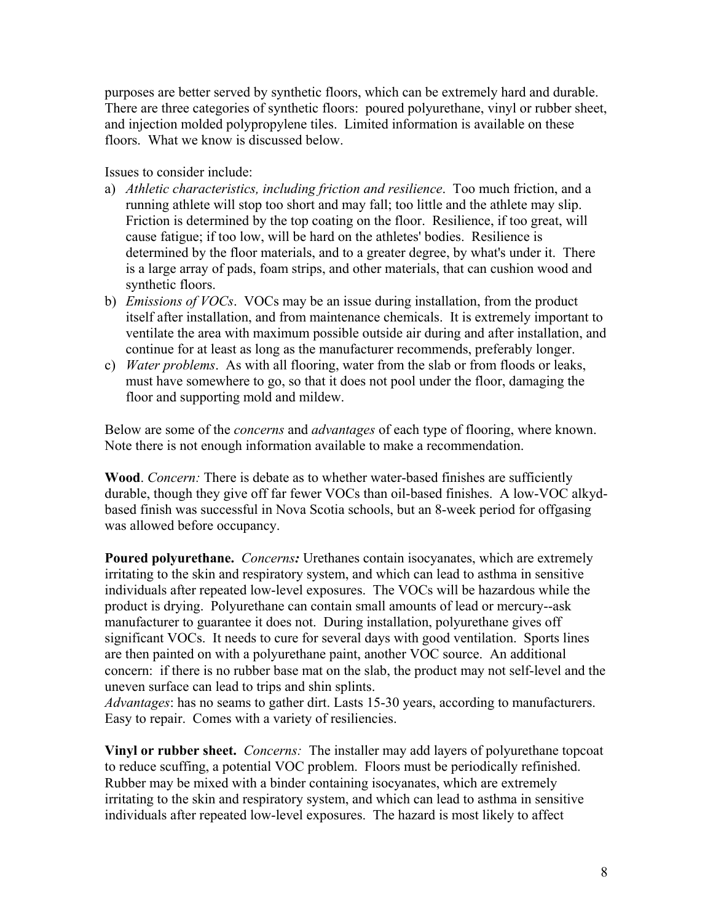purposes are better served by synthetic floors, which can be extremely hard and durable. There are three categories of synthetic floors: poured polyurethane, vinyl or rubber sheet, and injection molded polypropylene tiles. Limited information is available on these floors. What we know is discussed below.

Issues to consider include:

a) *Athletic characteristics, including friction and resilience*. Too much friction, and a running athlete will stop too short and may fall; too little and the athlete may slip. Friction is determined by the top coating on the floor. Resilience, if too great, will cause fatigue; if too low, will be hard on the athletes' bodies. Resilience is determined by the floor materials, and to a greater degree, by what's under it. There is a large array of pads, foam strips, and other materials, that can cushion wood and synthetic floors.
b) *Emissions of VOCs*. VOCs may be an issue during installation, from the product itself after installation, and from maintenance chemicals. It is extremely important to ventilate the area with maximum possible outside air during and after installation, and continue for at least as long as the manufacturer recommends, preferably longer.
c) *Water problems*. As with all flooring, water from the slab or from floods or leaks, must have somewhere to go, so that it does not pool under the floor, damaging the floor and supporting mold and mildew.

Below are some of the *concerns* and *advantages* of each type of flooring, where known. Note there is not enough information available to make a recommendation.

**Wood**. *Concern:* There is debate as to whether water-based finishes are sufficiently durable, though they give off far fewer VOCs than oil-based finishes. A low-VOC alkyd-based finish was successful in Nova Scotia schools, but an 8-week period for offgasing was allowed before occupancy.

**Poured polyurethane.** *Concerns:* Urethanes contain isocyanates, which are extremely irritating to the skin and respiratory system, and which can lead to asthma in sensitive individuals after repeated low-level exposures. The VOCs will be hazardous while the product is drying. Polyurethane can contain small amounts of lead or mercury--ask manufacturer to guarantee it does not. During installation, polyurethane gives off significant VOCs. It needs to cure for several days with good ventilation. Sports lines are then painted on with a polyurethane paint, another VOC source. An additional concern: if there is no rubber base mat on the slab, the product may not self-level and the uneven surface can lead to trips and shin splints.
*Advantages*: has no seams to gather dirt. Lasts 15-30 years, according to manufacturers. Easy to repair. Comes with a variety of resiliencies.

**Vinyl or rubber sheet.** *Concerns:* The installer may add layers of polyurethane topcoat to reduce scuffing, a potential VOC problem. Floors must be periodically refinished. Rubber may be mixed with a binder containing isocyanates, which are extremely irritating to the skin and respiratory system, and which can lead to asthma in sensitive individuals after repeated low-level exposures. The hazard is most likely to affect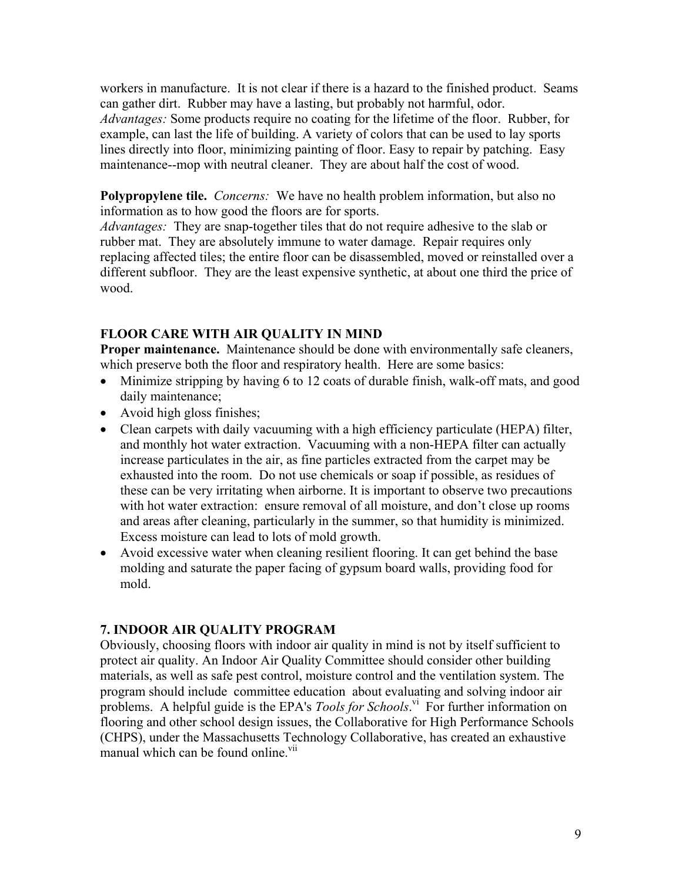workers in manufacture. It is not clear if there is a hazard to the finished product. Seams can gather dirt. Rubber may have a lasting, but probably not harmful, odor.
*Advantages:* Some products require no coating for the lifetime of the floor. Rubber, for example, can last the life of building. A variety of colors that can be used to lay sports lines directly into floor, minimizing painting of floor. Easy to repair by patching. Easy maintenance--mop with neutral cleaner. They are about half the cost of wood.

**Polypropylene tile.** *Concerns:* We have no health problem information, but also no information as to how good the floors are for sports.
*Advantages:* They are snap-together tiles that do not require adhesive to the slab or rubber mat. They are absolutely immune to water damage. Repair requires only replacing affected tiles; the entire floor can be disassembled, moved or reinstalled over a different subfloor. They are the least expensive synthetic, at about one third the price of wood.

## FLOOR CARE WITH AIR QUALITY IN MIND

**Proper maintenance.** Maintenance should be done with environmentally safe cleaners, which preserve both the floor and respiratory health. Here are some basics:

- Minimize stripping by having 6 to 12 coats of durable finish, walk-off mats, and good daily maintenance;
- Avoid high gloss finishes;
- Clean carpets with daily vacuuming with a high efficiency particulate (HEPA) filter, and monthly hot water extraction. Vacuuming with a non-HEPA filter can actually increase particulates in the air, as fine particles extracted from the carpet may be exhausted into the room. Do not use chemicals or soap if possible, as residues of these can be very irritating when airborne. It is important to observe two precautions with hot water extraction: ensure removal of all moisture, and don't close up rooms and areas after cleaning, particularly in the summer, so that humidity is minimized. Excess moisture can lead to lots of mold growth.
- Avoid excessive water when cleaning resilient flooring. It can get behind the base molding and saturate the paper facing of gypsum board walls, providing food for mold.

## 7. INDOOR AIR QUALITY PROGRAM

Obviously, choosing floors with indoor air quality in mind is not by itself sufficient to protect air quality. An Indoor Air Quality Committee should consider other building materials, as well as safe pest control, moisture control and the ventilation system. The program should include committee education about evaluating and solving indoor air problems. A helpful guide is the EPA's *Tools for Schools*.[vi] For further information on flooring and other school design issues, the Collaborative for High Performance Schools (CHPS), under the Massachusetts Technology Collaborative, has created an exhaustive manual which can be found online.[vii]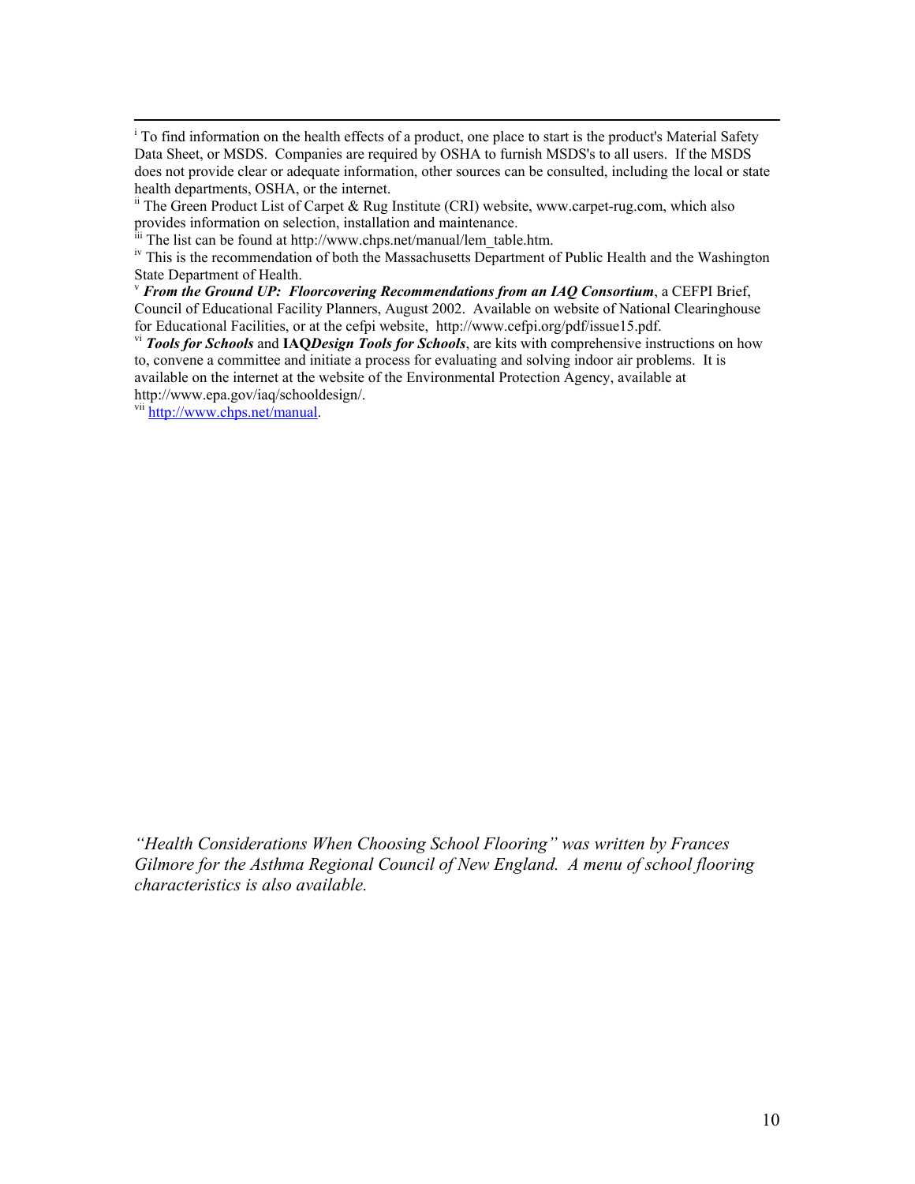[i] To find information on the health effects of a product, one place to start is the product's Material Safety Data Sheet, or MSDS. Companies are required by OSHA to furnish MSDS's to all users. If the MSDS does not provide clear or adequate information, other sources can be consulted, including the local or state health departments, OSHA, or the internet.

[ii] The Green Product List of Carpet & Rug Institute (CRI) website, www.carpet-rug.com, which also provides information on selection, installation and maintenance.

[iii] The list can be found at http://www.chps.net/manual/lem_table.htm.

[iv] This is the recommendation of both the Massachusetts Department of Public Health and the Washington State Department of Health.

[v] ***From the Ground UP: Floorcovering Recommendations from an IAQ Consortium***, a CEFPI Brief, Council of Educational Facility Planners, August 2002. Available on website of National Clearinghouse for Educational Facilities, or at the cefpi website, http://www.cefpi.org/pdf/issue15.pdf.

[vi] ***Tools for Schools*** and **IAQ*Design Tools for Schools***, are kits with comprehensive instructions on how to, convene a committee and initiate a process for evaluating and solving indoor air problems. It is available on the internet at the website of the Environmental Protection Agency, available at http://www.epa.gov/iaq/schooldesign/.

[vii] http://www.chps.net/manual.

*"Health Considerations When Choosing School Flooring" was written by Frances Gilmore for the Asthma Regional Council of New England. A menu of school flooring characteristics is also available.*